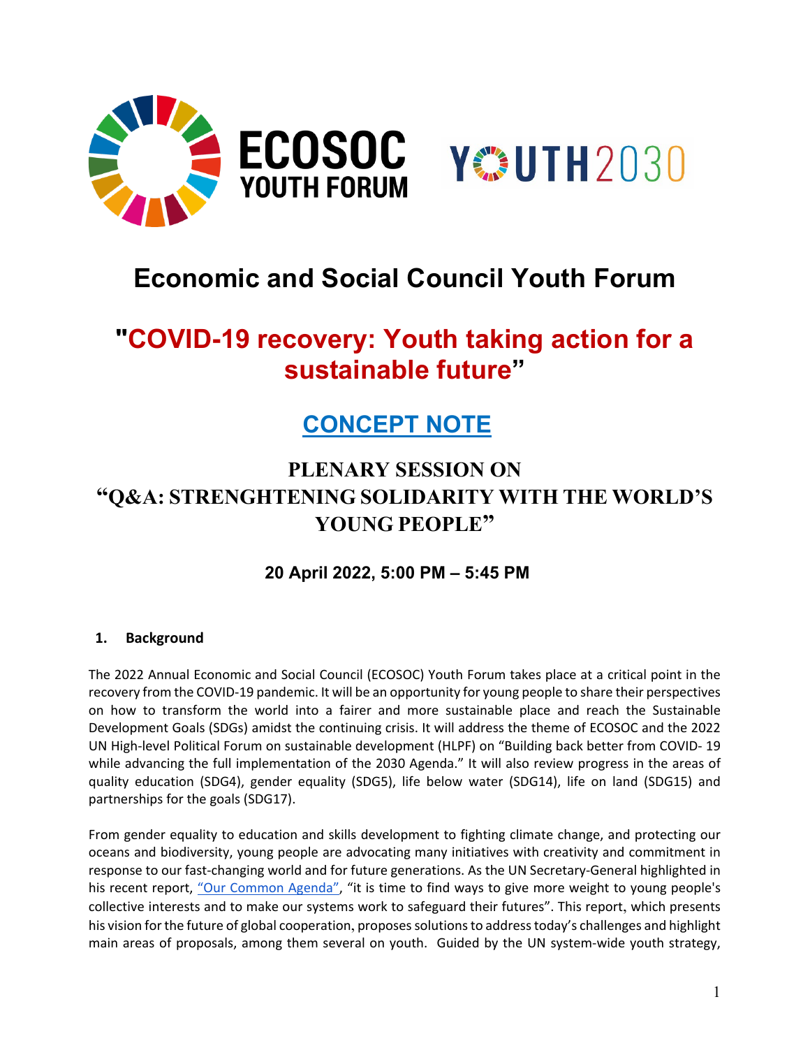ECOSOC YOUTH FORUM

YOUTH2030

# Economic and Social Council Youth Forum

## "COVID-19 recovery: Youth taking action for a sustainable future"

## CONCEPT NOTE

### PLENARY SESSION ON "Q&A: STRENGHTENING SOLIDARITY WITH THE WORLD'S YOUNG PEOPLE"

**20 April 2022, 5:00 PM – 5:45 PM**

**1. Background**

The 2022 Annual Economic and Social Council (ECOSOC) Youth Forum takes place at a critical point in the recovery from the COVID-19 pandemic. It will be an opportunity for young people to share their perspectives on how to transform the world into a fairer and more sustainable place and reach the Sustainable Development Goals (SDGs) amidst the continuing crisis. It will address the theme of ECOSOC and the 2022 UN High-level Political Forum on sustainable development (HLPF) on "Building back better from COVID- 19 while advancing the full implementation of the 2030 Agenda." It will also review progress in the areas of quality education (SDG4), gender equality (SDG5), life below water (SDG14), life on land (SDG15) and partnerships for the goals (SDG17).

From gender equality to education and skills development to fighting climate change, and protecting our oceans and biodiversity, young people are advocating many initiatives with creativity and commitment in response to our fast-changing world and for future generations. As the UN Secretary-General highlighted in his recent report, "Our Common Agenda", "it is time to find ways to give more weight to young people's collective interests and to make our systems work to safeguard their futures". This report, which presents his vision for the future of global cooperation, proposes solutions to address today's challenges and highlight main areas of proposals, among them several on youth. Guided by the UN system-wide youth strategy,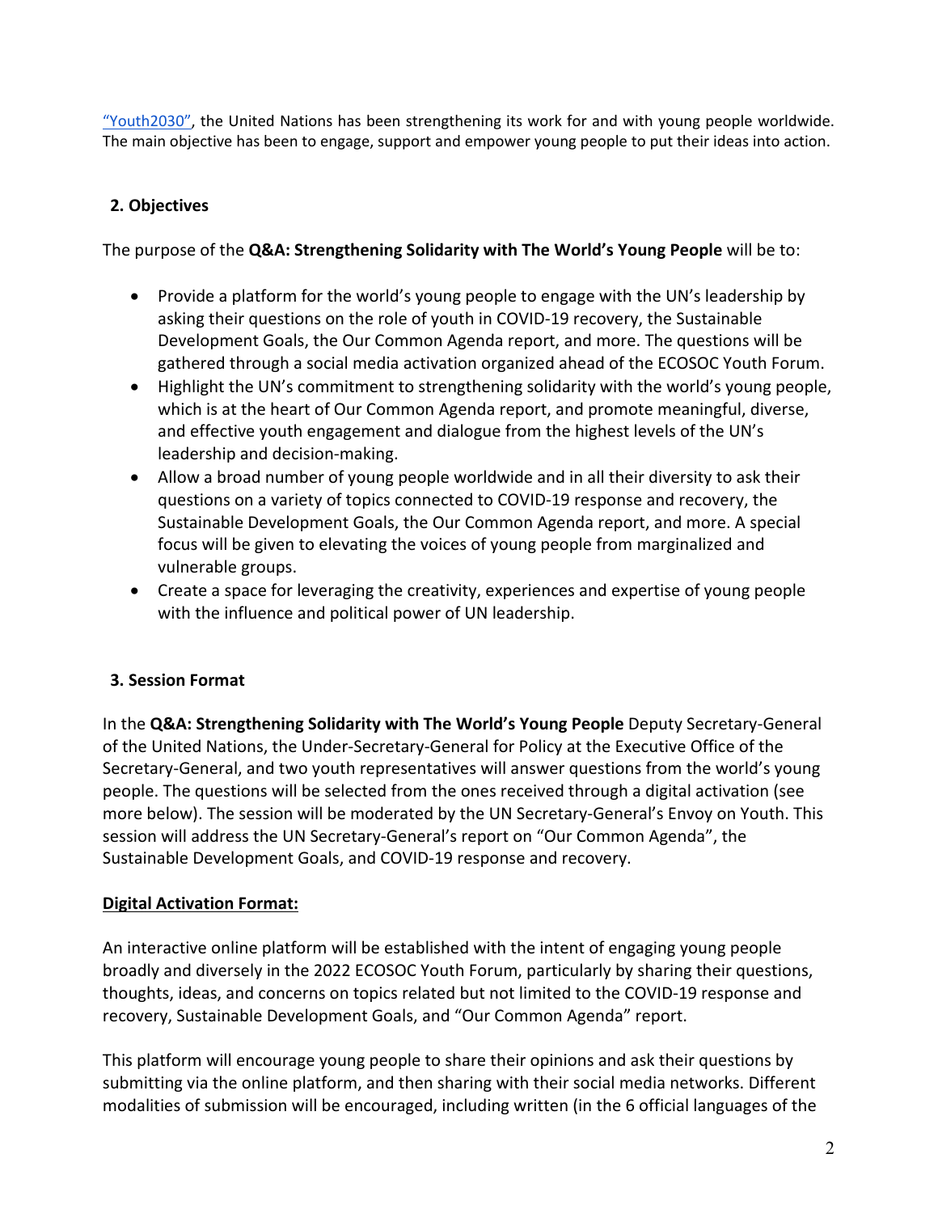"Youth2030", the United Nations has been strengthening its work for and with young people worldwide. The main objective has been to engage, support and empower young people to put their ideas into action.

## 2. Objectives

The purpose of the **Q&A: Strengthening Solidarity with The World's Young People** will be to:

- Provide a platform for the world's young people to engage with the UN's leadership by asking their questions on the role of youth in COVID-19 recovery, the Sustainable Development Goals, the Our Common Agenda report, and more. The questions will be gathered through a social media activation organized ahead of the ECOSOC Youth Forum.
- Highlight the UN's commitment to strengthening solidarity with the world's young people, which is at the heart of Our Common Agenda report, and promote meaningful, diverse, and effective youth engagement and dialogue from the highest levels of the UN's leadership and decision-making.
- Allow a broad number of young people worldwide and in all their diversity to ask their questions on a variety of topics connected to COVID-19 response and recovery, the Sustainable Development Goals, the Our Common Agenda report, and more. A special focus will be given to elevating the voices of young people from marginalized and vulnerable groups.
- Create a space for leveraging the creativity, experiences and expertise of young people with the influence and political power of UN leadership.

## 3. Session Format

In the **Q&A: Strengthening Solidarity with The World's Young People** Deputy Secretary-General of the United Nations, the Under-Secretary-General for Policy at the Executive Office of the Secretary-General, and two youth representatives will answer questions from the world's young people. The questions will be selected from the ones received through a digital activation (see more below). The session will be moderated by the UN Secretary-General's Envoy on Youth. This session will address the UN Secretary-General's report on "Our Common Agenda", the Sustainable Development Goals, and COVID-19 response and recovery.

**Digital Activation Format:**

An interactive online platform will be established with the intent of engaging young people broadly and diversely in the 2022 ECOSOC Youth Forum, particularly by sharing their questions, thoughts, ideas, and concerns on topics related but not limited to the COVID-19 response and recovery, Sustainable Development Goals, and "Our Common Agenda" report.

This platform will encourage young people to share their opinions and ask their questions by submitting via the online platform, and then sharing with their social media networks. Different modalities of submission will be encouraged, including written (in the 6 official languages of the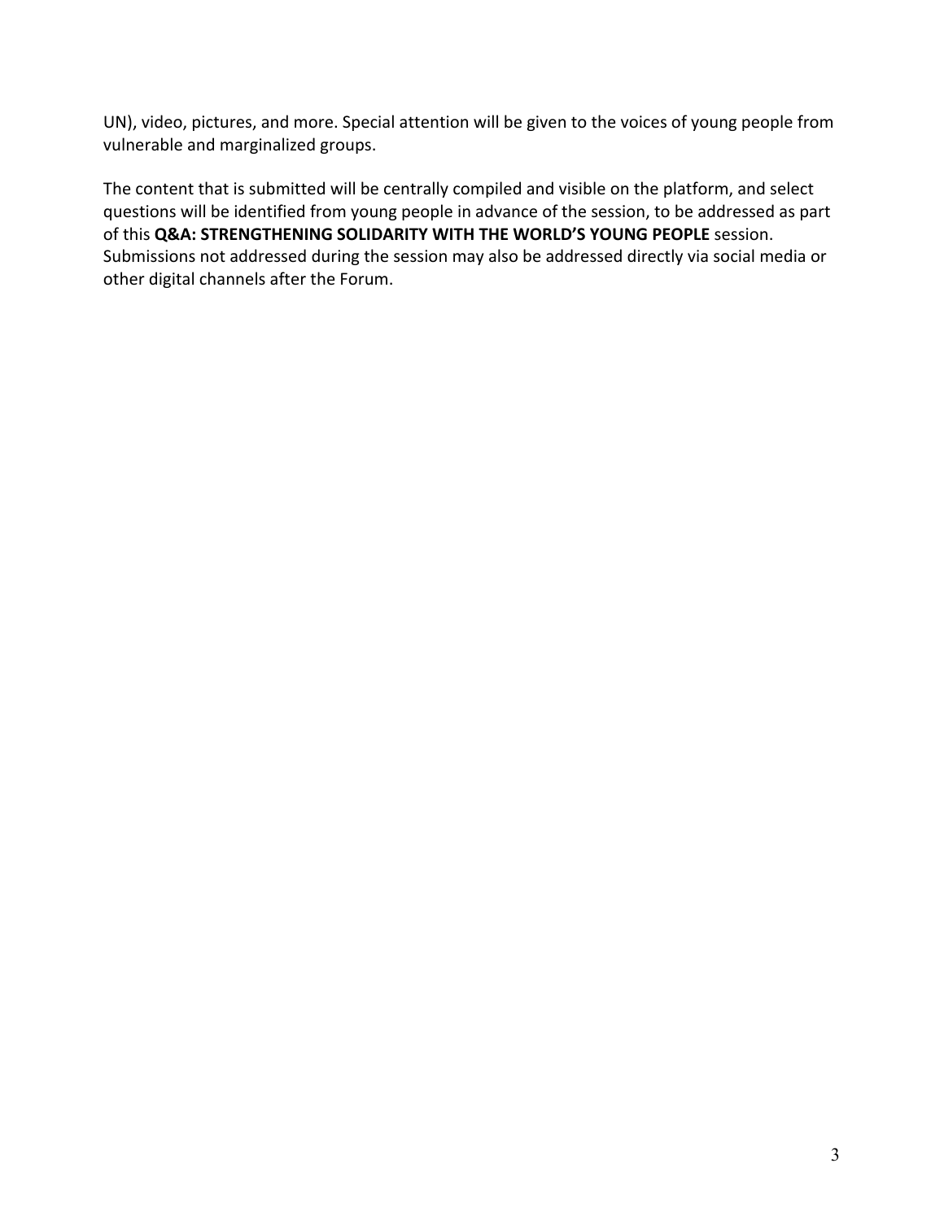UN), video, pictures, and more. Special attention will be given to the voices of young people from vulnerable and marginalized groups.

The content that is submitted will be centrally compiled and visible on the platform, and select questions will be identified from young people in advance of the session, to be addressed as part of this **Q&A: STRENGTHENING SOLIDARITY WITH THE WORLD'S YOUNG PEOPLE** session. Submissions not addressed during the session may also be addressed directly via social media or other digital channels after the Forum.